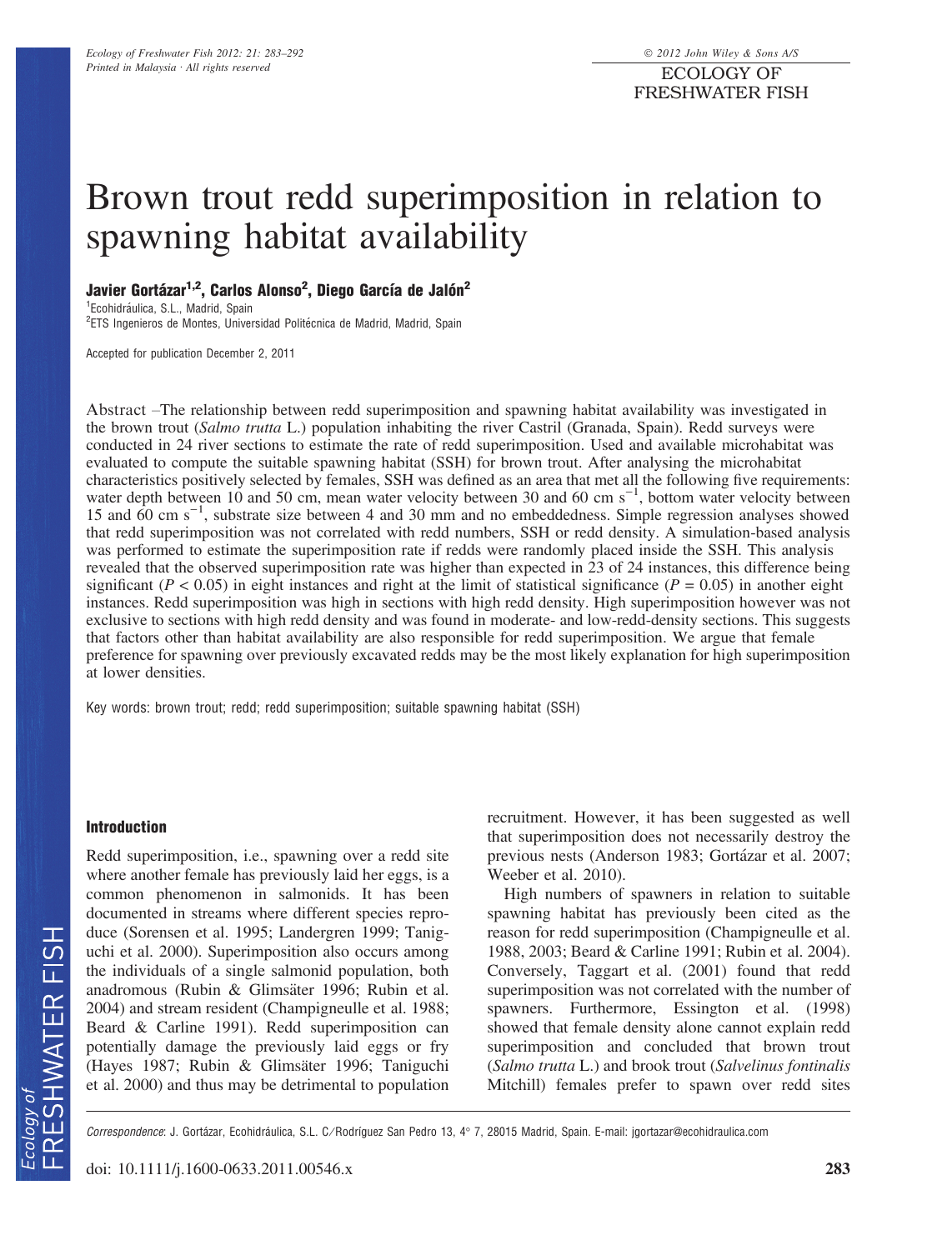# Brown trout redd superimposition in relation to spawning habitat availability

**Javier Gortázar[1,2], Carlos Alonso[2], Diego García de Jalón[2]**

[1]Ecohidráulica, S.L., Madrid, Spain
[2]ETS Ingenieros de Montes, Universidad Politécnica de Madrid, Madrid, Spain

Accepted for publication December 2, 2011

Abstract –The relationship between redd superimposition and spawning habitat availability was investigated in the brown trout (*Salmo trutta* L.) population inhabiting the river Castril (Granada, Spain). Redd surveys were conducted in 24 river sections to estimate the rate of redd superimposition. Used and available microhabitat was evaluated to compute the suitable spawning habitat (SSH) for brown trout. After analysing the microhabitat characteristics positively selected by females, SSH was defined as an area that met all the following five requirements: water depth between 10 and 50 cm, mean water velocity between 30 and 60 cm $s^{-1}$, bottom water velocity between 15 and 60 cm $s^{-1}$, substrate size between 4 and 30 mm and no embeddedness. Simple regression analyses showed that redd superimposition was not correlated with redd numbers, SSH or redd density. A simulation-based analysis was performed to estimate the superimposition rate if redds were randomly placed inside the SSH. This analysis revealed that the observed superimposition rate was higher than expected in 23 of 24 instances, this difference being significant ($P < 0.05$) in eight instances and right at the limit of statistical significance ($P = 0.05$) in another eight instances. Redd superimposition was high in sections with high redd density. High superimposition however was not exclusive to sections with high redd density and was found in moderate- and low-redd-density sections. This suggests that factors other than habitat availability are also responsible for redd superimposition. We argue that female preference for spawning over previously excavated redds may be the most likely explanation for high superimposition at lower densities.

Key words: brown trout; redd; redd superimposition; suitable spawning habitat (SSH)

## Introduction

Redd superimposition, i.e., spawning over a redd site where another female has previously laid her eggs, is a common phenomenon in salmonids. It has been documented in streams where different species reproduce (Sorensen et al. 1995; Landergren 1999; Taniguchi et al. 2000). Superimposition also occurs among the individuals of a single salmonid population, both anadromous (Rubin & Glimsäter 1996; Rubin et al. 2004) and stream resident (Champigneulle et al. 1988; Beard & Carline 1991). Redd superimposition can potentially damage the previously laid eggs or fry (Hayes 1987; Rubin & Glimsäter 1996; Taniguchi et al. 2000) and thus may be detrimental to population recruitment. However, it has been suggested as well that superimposition does not necessarily destroy the previous nests (Anderson 1983; Gortázar et al. 2007; Weeber et al. 2010).

High numbers of spawners in relation to suitable spawning habitat has previously been cited as the reason for redd superimposition (Champigneulle et al. 1988, 2003; Beard & Carline 1991; Rubin et al. 2004). Conversely, Taggart et al. (2001) found that redd superimposition was not correlated with the number of spawners. Furthermore, Essington et al. (1998) showed that female density alone cannot explain redd superimposition and concluded that brown trout (*Salmo trutta* L.) and brook trout (*Salvelinus fontinalis* Mitchill) females prefer to spawn over redd sites

*Correspondence*: J. Gortázar, Ecohidráulica, S.L. C/Rodríguez San Pedro 13, 4° 7, 28015 Madrid, Spain. E-mail: jgortazar@ecohidraulica.com

doi: 10.1111/j.1600-0633.2011.00546.x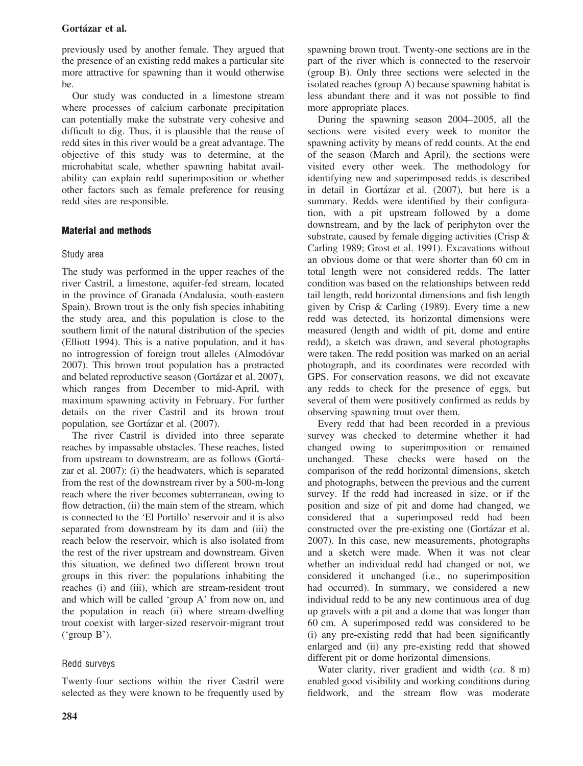previously used by another female. They argued that the presence of an existing redd makes a particular site more attractive for spawning than it would otherwise be.

Our study was conducted in a limestone stream where processes of calcium carbonate precipitation can potentially make the substrate very cohesive and difficult to dig. Thus, it is plausible that the reuse of redd sites in this river would be a great advantage. The objective of this study was to determine, at the microhabitat scale, whether spawning habitat availability can explain redd superimposition or whether other factors such as female preference for reusing redd sites are responsible.

## Material and methods

### Study area

The study was performed in the upper reaches of the river Castril, a limestone, aquifer-fed stream, located in the province of Granada (Andalusia, south-eastern Spain). Brown trout is the only fish species inhabiting the study area, and this population is close to the southern limit of the natural distribution of the species (Elliott 1994). This is a native population, and it has no introgression of foreign trout alleles (Almodóvar 2007). This brown trout population has a protracted and belated reproductive season (Gortázar et al. 2007), which ranges from December to mid-April, with maximum spawning activity in February. For further details on the river Castril and its brown trout population, see Gortázar et al. (2007).

The river Castril is divided into three separate reaches by impassable obstacles. These reaches, listed from upstream to downstream, are as follows (Gortázar et al. 2007): (i) the headwaters, which is separated from the rest of the downstream river by a 500-m-long reach where the river becomes subterranean, owing to flow detraction, (ii) the main stem of the stream, which is connected to the 'El Portillo' reservoir and it is also separated from downstream by its dam and (iii) the reach below the reservoir, which is also isolated from the rest of the river upstream and downstream. Given this situation, we defined two different brown trout groups in this river: the populations inhabiting the reaches (i) and (iii), which are stream-resident trout and which will be called 'group A' from now on, and the population in reach (ii) where stream-dwelling trout coexist with larger-sized reservoir-migrant trout ('group B').

### Redd surveys

Twenty-four sections within the river Castril were selected as they were known to be frequently used by spawning brown trout. Twenty-one sections are in the part of the river which is connected to the reservoir (group B). Only three sections were selected in the isolated reaches (group A) because spawning habitat is less abundant there and it was not possible to find more appropriate places.

During the spawning season 2004–2005, all the sections were visited every week to monitor the spawning activity by means of redd counts. At the end of the season (March and April), the sections were visited every other week. The methodology for identifying new and superimposed redds is described in detail in Gortázar et al. (2007), but here is a summary. Redds were identified by their configuration, with a pit upstream followed by a dome downstream, and by the lack of periphyton over the substrate, caused by female digging activities (Crisp & Carling 1989; Grost et al. 1991). Excavations without an obvious dome or that were shorter than 60 cm in total length were not considered redds. The latter condition was based on the relationships between redd tail length, redd horizontal dimensions and fish length given by Crisp & Carling (1989). Every time a new redd was detected, its horizontal dimensions were measured (length and width of pit, dome and entire redd), a sketch was drawn, and several photographs were taken. The redd position was marked on an aerial photograph, and its coordinates were recorded with GPS. For conservation reasons, we did not excavate any redds to check for the presence of eggs, but several of them were positively confirmed as redds by observing spawning trout over them.

Every redd that had been recorded in a previous survey was checked to determine whether it had changed owing to superimposition or remained unchanged. These checks were based on the comparison of the redd horizontal dimensions, sketch and photographs, between the previous and the current survey. If the redd had increased in size, or if the position and size of pit and dome had changed, we considered that a superimposed redd had been constructed over the pre-existing one (Gortázar et al. 2007). In this case, new measurements, photographs and a sketch were made. When it was not clear whether an individual redd had changed or not, we considered it unchanged (i.e., no superimposition had occurred). In summary, we considered a new individual redd to be any new continuous area of dug up gravels with a pit and a dome that was longer than 60 cm. A superimposed redd was considered to be (i) any pre-existing redd that had been significantly enlarged and (ii) any pre-existing redd that showed different pit or dome horizontal dimensions.

Water clarity, river gradient and width (*ca.* 8 m) enabled good visibility and working conditions during fieldwork, and the stream flow was moderate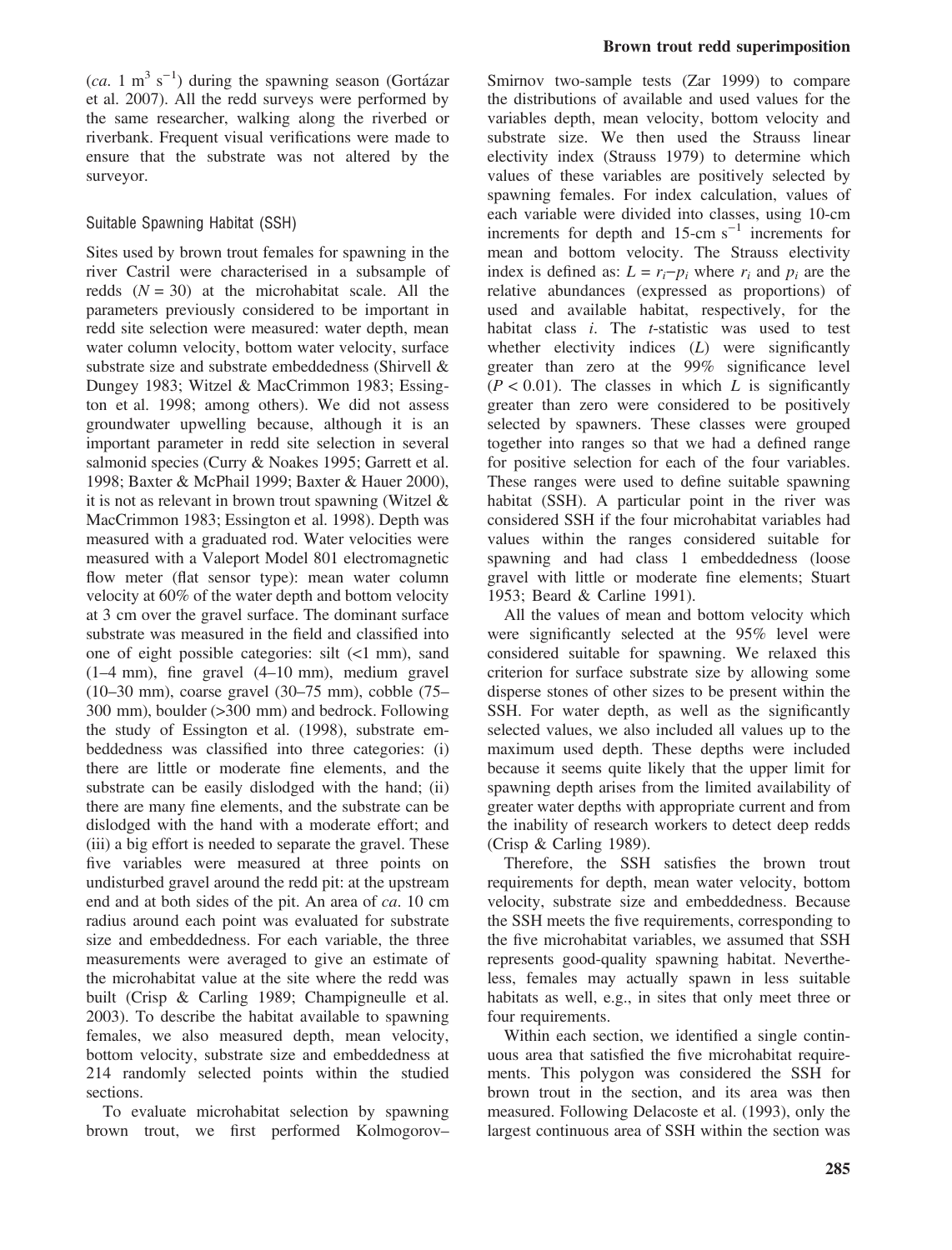(*ca.* 1 $m^3$ $s^{-1}$) during the spawning season (Gortázar et al. 2007). All the redd surveys were performed by the same researcher, walking along the riverbed or riverbank. Frequent visual verifications were made to ensure that the substrate was not altered by the surveyor.

### Suitable Spawning Habitat (SSH)

Sites used by brown trout females for spawning in the river Castril were characterised in a subsample of redds ($N = 30$) at the microhabitat scale. All the parameters previously considered to be important in redd site selection were measured: water depth, mean water column velocity, bottom water velocity, surface substrate size and substrate embeddedness (Shirvell & Dungey 1983; Witzel & MacCrimmon 1983; Essington et al. 1998; among others). We did not assess groundwater upwelling because, although it is an important parameter in redd site selection in several salmonid species (Curry & Noakes 1995; Garrett et al. 1998; Baxter & McPhail 1999; Baxter & Hauer 2000), it is not as relevant in brown trout spawning (Witzel & MacCrimmon 1983; Essington et al. 1998). Depth was measured with a graduated rod. Water velocities were measured with a Valeport Model 801 electromagnetic flow meter (flat sensor type): mean water column velocity at 60% of the water depth and bottom velocity at 3 cm over the gravel surface. The dominant surface substrate was measured in the field and classified into one of eight possible categories: silt (<1 mm), sand (1–4 mm), fine gravel (4–10 mm), medium gravel (10–30 mm), coarse gravel (30–75 mm), cobble (75–300 mm), boulder (>300 mm) and bedrock. Following the study of Essington et al. (1998), substrate embeddedness was classified into three categories: (i) there are little or moderate fine elements, and the substrate can be easily dislodged with the hand; (ii) there are many fine elements, and the substrate can be dislodged with the hand with a moderate effort; and (iii) a big effort is needed to separate the gravel. These five variables were measured at three points on undisturbed gravel around the redd pit: at the upstream end and at both sides of the pit. An area of *ca.* 10 cm radius around each point was evaluated for substrate size and embeddedness. For each variable, the three measurements were averaged to give an estimate of the microhabitat value at the site where the redd was built (Crisp & Carling 1989; Champigneulle et al. 2003). To describe the habitat available to spawning females, we also measured depth, mean velocity, bottom velocity, substrate size and embeddedness at 214 randomly selected points within the studied sections.

To evaluate microhabitat selection by spawning brown trout, we first performed Kolmogorov–Smirnov two-sample tests (Zar 1999) to compare the distributions of available and used values for the variables depth, mean velocity, bottom velocity and substrate size. We then used the Strauss linear electivity index (Strauss 1979) to determine which values of these variables are positively selected by spawning females. For index calculation, values of each variable were divided into classes, using 10-cm increments for depth and 15-cm $s^{-1}$ increments for mean and bottom velocity. The Strauss electivity index is defined as: $L = r_i - p_i$ where $r_i$ and $p_i$ are the relative abundances (expressed as proportions) of used and available habitat, respectively, for the habitat class $i$. The $t$-statistic was used to test whether electivity indices ($L$) were significantly greater than zero at the 99% significance level ($P < 0.01$). The classes in which $L$ is significantly greater than zero were considered to be positively selected by spawners. These classes were grouped together into ranges so that we had a defined range for positive selection for each of the four variables. These ranges were used to define suitable spawning habitat (SSH). A particular point in the river was considered SSH if the four microhabitat variables had values within the ranges considered suitable for spawning and had class 1 embeddedness (loose gravel with little or moderate fine elements; Stuart 1953; Beard & Carline 1991).

All the values of mean and bottom velocity which were significantly selected at the 95% level were considered suitable for spawning. We relaxed this criterion for surface substrate size by allowing some disperse stones of other sizes to be present within the SSH. For water depth, as well as the significantly selected values, we also included all values up to the maximum used depth. These depths were included because it seems quite likely that the upper limit for spawning depth arises from the limited availability of greater water depths with appropriate current and from the inability of research workers to detect deep redds (Crisp & Carling 1989).

Therefore, the SSH satisfies the brown trout requirements for depth, mean water velocity, bottom velocity, substrate size and embeddedness. Because the SSH meets the five requirements, corresponding to the five microhabitat variables, we assumed that SSH represents good-quality spawning habitat. Nevertheless, females may actually spawn in less suitable habitats as well, e.g., in sites that only meet three or four requirements.

Within each section, we identified a single continuous area that satisfied the five microhabitat requirements. This polygon was considered the SSH for brown trout in the section, and its area was then measured. Following Delacoste et al. (1993), only the largest continuous area of SSH within the section was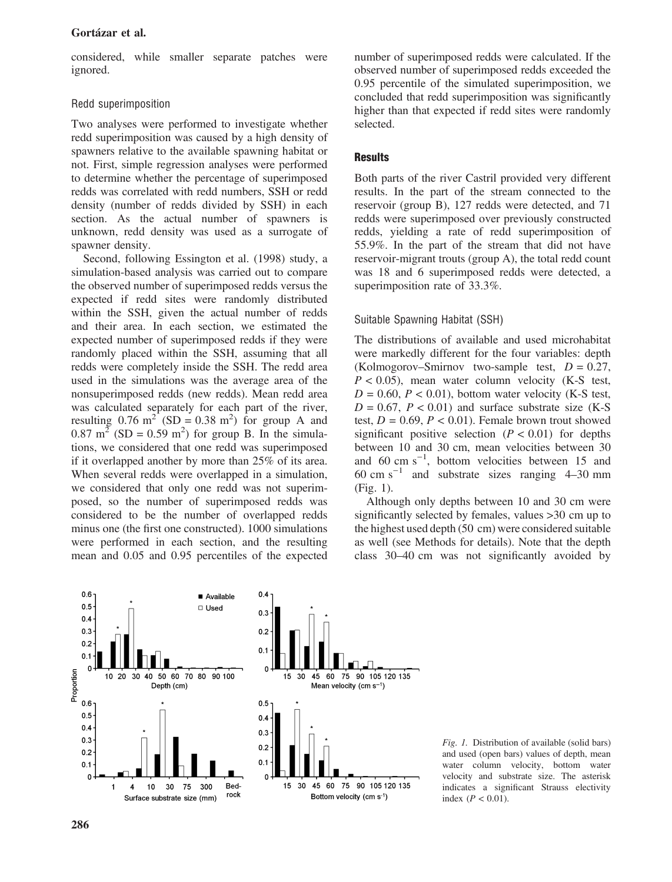considered, while smaller separate patches were ignored.

### Redd superimposition

Two analyses were performed to investigate whether redd superimposition was caused by a high density of spawners relative to the available spawning habitat or not. First, simple regression analyses were performed to determine whether the percentage of superimposed redds was correlated with redd numbers, SSH or redd density (number of redds divided by SSH) in each section. As the actual number of spawners is unknown, redd density was used as a surrogate of spawner density.

Second, following Essington et al. (1998) study, a simulation-based analysis was carried out to compare the observed number of superimposed redds versus the expected if redd sites were randomly distributed within the SSH, given the actual number of redds and their area. In each section, we estimated the expected number of superimposed redds if they were randomly placed within the SSH, assuming that all redds were completely inside the SSH. The redd area used in the simulations was the average area of the nonsuperimposed redds (new redds). Mean redd area was calculated separately for each part of the river, resulting $0.76\ m^2$ ($SD = 0.38\ m^2$) for group A and $0.87\ m^2$ ($SD = 0.59\ m^2$) for group B. In the simulations, we considered that one redd was superimposed if it overlapped another by more than 25% of its area. When several redds were overlapped in a simulation, we considered that only one redd was not superimposed, so the number of superimposed redds was considered to be the number of overlapped redds minus one (the first one constructed). 1000 simulations were performed in each section, and the resulting mean and 0.05 and 0.95 percentiles of the expected number of superimposed redds were calculated. If the observed number of superimposed redds exceeded the 0.95 percentile of the simulated superimposition, we concluded that redd superimposition was significantly higher than that expected if redd sites were randomly selected.

## Results

Both parts of the river Castril provided very different results. In the part of the stream connected to the reservoir (group B), 127 redds were detected, and 71 redds were superimposed over previously constructed redds, yielding a rate of redd superimposition of 55.9%. In the part of the stream that did not have reservoir-migrant trouts (group A), the total redd count was 18 and 6 superimposed redds were detected, a superimposition rate of 33.3%.

### Suitable Spawning Habitat (SSH)

The distributions of available and used microhabitat were markedly different for the four variables: depth (Kolmogorov–Smirnov two-sample test, $D = 0.27$, $P < 0.05$), mean water column velocity (K-S test, $D = 0.60$, $P < 0.01$), bottom water velocity (K-S test, $D = 0.67$, $P < 0.01$) and surface substrate size (K-S test, $D = 0.69$, $P < 0.01$). Female brown trout showed significant positive selection ($P < 0.01$) for depths between 10 and 30 cm, mean velocities between 30 and 60 cm $s^{-1}$, bottom velocities between 15 and 60 cm $s^{-1}$ and substrate sizes ranging 4–30 mm (Fig. 1).

Although only depths between 10 and 30 cm were significantly selected by females, values >30 cm up to the highest used depth (50 cm) were considered suitable as well (see Methods for details). Note that the depth class 30–40 cm was not significantly avoided by

*Fig. 1.* Distribution of available (solid bars) and used (open bars) values of depth, mean water column velocity, bottom water velocity and substrate size. The asterisk indicates a significant Strauss electivity index ($P < 0.01$).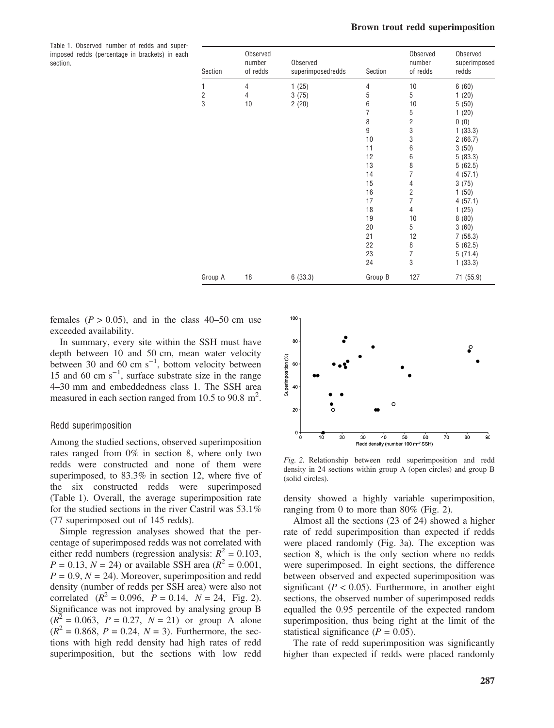Table 1. Observed number of redds and superimposed redds (percentage in brackets) in each section.

| Section | Observed number of redds | Observed superimposedredds | Section | Observed number of redds | Observed superimposed redds |
|---|---|---|---|---|---|
| 1 | 4 | 1 (25) | 4 | 10 | 6 (60) |
| 2 | 4 | 3 (75) | 5 | 5 | 1 (20) |
| 3 | 10 | 2 (20) | 6 | 10 | 5 (50) |
| | | | 7 | 5 | 1 (20) |
| | | | 8 | 2 | 0 (0) |
| | | | 9 | 3 | 1 (33.3) |
| | | | 10 | 3 | 2 (66.7) |
| | | | 11 | 6 | 3 (50) |
| | | | 12 | 6 | 5 (83.3) |
| | | | 13 | 8 | 5 (62.5) |
| | | | 14 | 7 | 4 (57.1) |
| | | | 15 | 4 | 3 (75) |
| | | | 16 | 2 | 1 (50) |
| | | | 17 | 7 | 4 (57.1) |
| | | | 18 | 4 | 1 (25) |
| | | | 19 | 10 | 8 (80) |
| | | | 20 | 5 | 3 (60) |
| | | | 21 | 12 | 7 (58.3) |
| | | | 22 | 8 | 5 (62.5) |
| | | | 23 | 7 | 5 (71.4) |
| | | | 24 | 3 | 1 (33.3) |
| Group A | 18 | 6 (33.3) | Group B | 127 | 71 (55.9) |

females ($P > 0.05$), and in the class 40–50 cm use exceeded availability.

In summary, every site within the SSH must have depth between 10 and 50 cm, mean water velocity between 30 and 60 cm s$^{-1}$, bottom velocity between 15 and 60 cm s$^{-1}$, surface substrate size in the range 4–30 mm and embeddedness class 1. The SSH area measured in each section ranged from 10.5 to 90.8 m$^2$.

### Redd superimposition

Among the studied sections, observed superimposition rates ranged from 0% in section 8, where only two redds were constructed and none of them were superimposed, to 83.3% in section 12, where five of the six constructed redds were superimposed (Table 1). Overall, the average superimposition rate for the studied sections in the river Castril was 53.1% (77 superimposed out of 145 redds).

Simple regression analyses showed that the percentage of superimposed redds was not correlated with either redd numbers (regression analysis: $R^2 = 0.103$, $P = 0.13$, $N = 24$) or available SSH area ($R^2 = 0.001$, $P = 0.9$, $N = 24$). Moreover, superimposition and redd density (number of redds per SSH area) were also not correlated ($R^2 = 0.096$, $P = 0.14$, $N = 24$, Fig. 2). Significance was not improved by analysing group B ($R^2 = 0.063$, $P = 0.27$, $N = 21$) or group A alone ($R^2 = 0.868$, $P = 0.24$, $N = 3$). Furthermore, the sections with high redd density had high rates of redd superimposition, but the sections with low redd density showed a highly variable superimposition, ranging from 0 to more than 80% (Fig. 2).

*Fig. 2.* Relationship between redd superimposition and redd density in 24 sections within group A (open circles) and group B (solid circles).

Almost all the sections (23 of 24) showed a higher rate of redd superimposition than expected if redds were placed randomly (Fig. 3a). The exception was section 8, which is the only section where no redds were superimposed. In eight sections, the difference between observed and expected superimposition was significant ($P < 0.05$). Furthermore, in another eight sections, the observed number of superimposed redds equalled the 0.95 percentile of the expected random superimposition, thus being right at the limit of the statistical significance ($P = 0.05$).

The rate of redd superimposition was significantly higher than expected if redds were placed randomly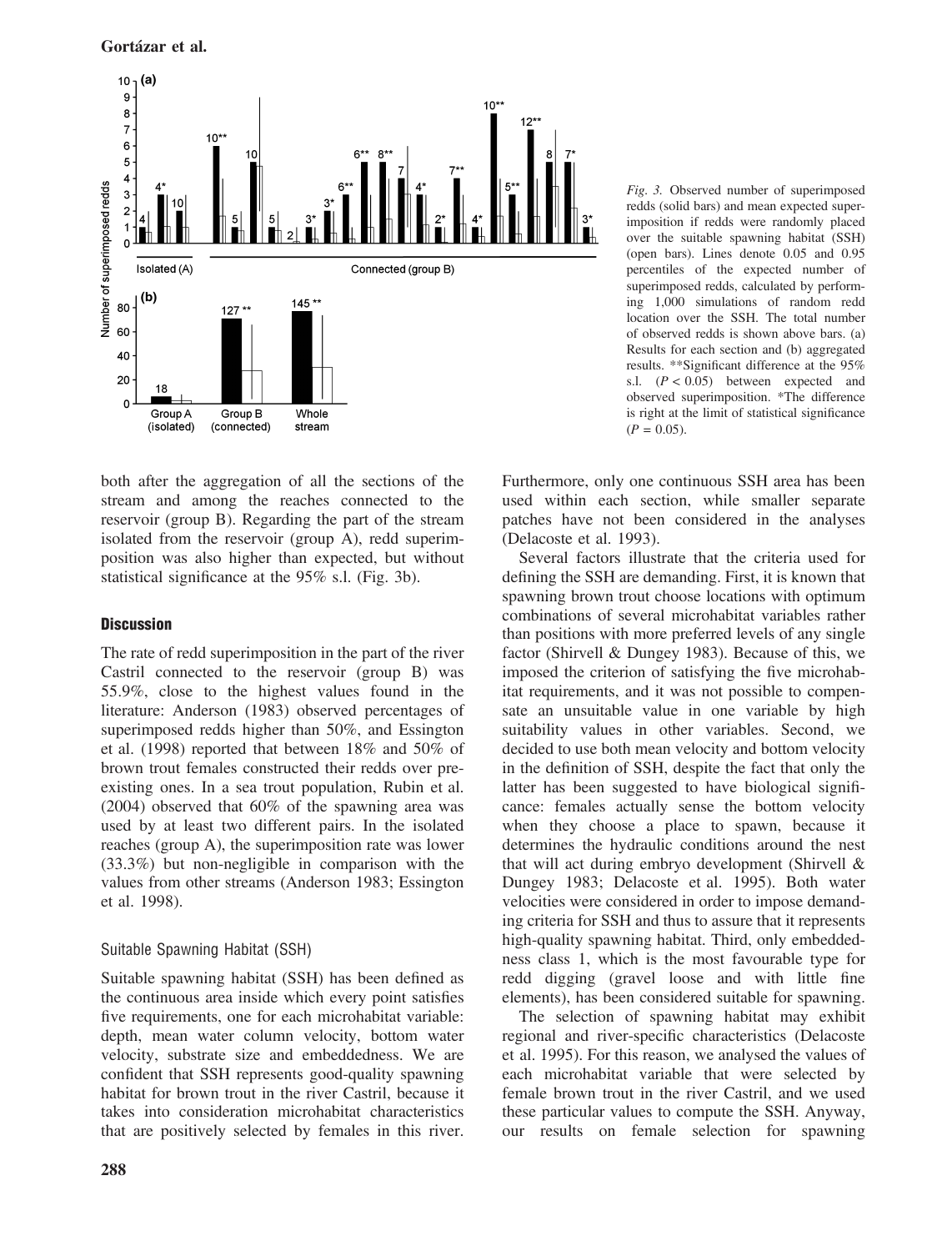Fig. 3. Observed number of superimposed redds (solid bars) and mean expected superimposition if redds were randomly placed over the suitable spawning habitat (SSH) (open bars). Lines denote 0.05 and 0.95 percentiles of the expected number of superimposed redds, calculated by performing 1,000 simulations of random redd location over the SSH. The total number of observed redds is shown above bars. (a) Results for each section and (b) aggregated results. **Significant difference at the 95% s.l. ($P < 0.05$) between expected and observed superimposition. *The difference is right at the limit of statistical significance ($P = 0.05$).

both after the aggregation of all the sections of the stream and among the reaches connected to the reservoir (group B). Regarding the part of the stream isolated from the reservoir (group A), redd superimposition was also higher than expected, but without statistical significance at the 95% s.l. (Fig. 3b).

## Discussion

The rate of redd superimposition in the part of the river Castril connected to the reservoir (group B) was 55.9%, close to the highest values found in the literature: Anderson (1983) observed percentages of superimposed redds higher than 50%, and Essington et al. (1998) reported that between 18% and 50% of brown trout females constructed their redds over pre-existing ones. In a sea trout population, Rubin et al. (2004) observed that 60% of the spawning area was used by at least two different pairs. In the isolated reaches (group A), the superimposition rate was lower (33.3%) but non-negligible in comparison with the values from other streams (Anderson 1983; Essington et al. 1998).

### Suitable Spawning Habitat (SSH)

Suitable spawning habitat (SSH) has been defined as the continuous area inside which every point satisfies five requirements, one for each microhabitat variable: depth, mean water column velocity, bottom water velocity, substrate size and embeddedness. We are confident that SSH represents good-quality spawning habitat for brown trout in the river Castril, because it takes into consideration microhabitat characteristics that are positively selected by females in this river. Furthermore, only one continuous SSH area has been used within each section, while smaller separate patches have not been considered in the analyses (Delacoste et al. 1993).

Several factors illustrate that the criteria used for defining the SSH are demanding. First, it is known that spawning brown trout choose locations with optimum combinations of several microhabitat variables rather than positions with more preferred levels of any single factor (Shirvell & Dungey 1983). Because of this, we imposed the criterion of satisfying the five microhabitat requirements, and it was not possible to compensate an unsuitable value in one variable by high suitability values in other variables. Second, we decided to use both mean velocity and bottom velocity in the definition of SSH, despite the fact that only the latter has been suggested to have biological significance: females actually sense the bottom velocity when they choose a place to spawn, because it determines the hydraulic conditions around the nest that will act during embryo development (Shirvell & Dungey 1983; Delacoste et al. 1995). Both water velocities were considered in order to impose demanding criteria for SSH and thus to assure that it represents high-quality spawning habitat. Third, only embeddedness class 1, which is the most favourable type for redd digging (gravel loose and with little fine elements), has been considered suitable for spawning.

The selection of spawning habitat may exhibit regional and river-specific characteristics (Delacoste et al. 1995). For this reason, we analysed the values of each microhabitat variable that were selected by female brown trout in the river Castril, and we used these particular values to compute the SSH. Anyway, our results on female selection for spawning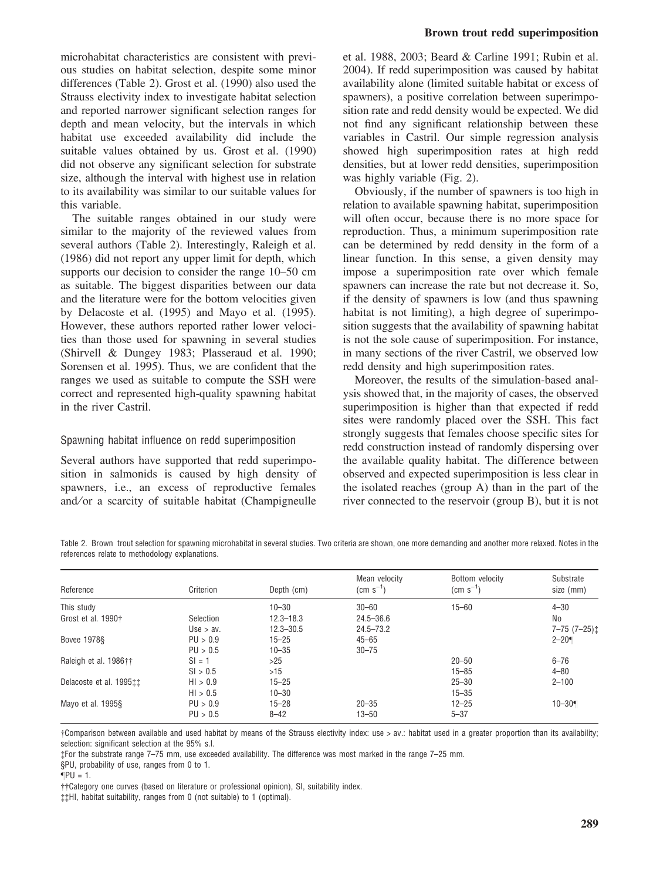microhabitat characteristics are consistent with previous studies on habitat selection, despite some minor differences (Table 2). Grost et al. (1990) also used the Strauss electivity index to investigate habitat selection and reported narrower significant selection ranges for depth and mean velocity, but the intervals in which habitat use exceeded availability did include the suitable values obtained by us. Grost et al. (1990) did not observe any significant selection for substrate size, although the interval with highest use in relation to its availability was similar to our suitable values for this variable.

The suitable ranges obtained in our study were similar to the majority of the reviewed values from several authors (Table 2). Interestingly, Raleigh et al. (1986) did not report any upper limit for depth, which supports our decision to consider the range 10–50 cm as suitable. The biggest disparities between our data and the literature were for the bottom velocities given by Delacoste et al. (1995) and Mayo et al. (1995). However, these authors reported rather lower velocities than those used for spawning in several studies (Shirvell & Dungey 1983; Plasseraud et al. 1990; Sorensen et al. 1995). Thus, we are confident that the ranges we used as suitable to compute the SSH were correct and represented high-quality spawning habitat in the river Castril.

### Spawning habitat influence on redd superimposition

Several authors have supported that redd superimposition in salmonids is caused by high density of spawners, i.e., an excess of reproductive females and/or a scarcity of suitable habitat (Champigneulle et al. 1988, 2003; Beard & Carline 1991; Rubin et al. 2004). If redd superimposition was caused by habitat availability alone (limited suitable habitat or excess of spawners), a positive correlation between superimposition rate and redd density would be expected. We did not find any significant relationship between these variables in Castril. Our simple regression analysis showed high superimposition rates at high redd densities, but at lower redd densities, superimposition was highly variable (Fig. 2).

Obviously, if the number of spawners is too high in relation to available spawning habitat, superimposition will often occur, because there is no more space for reproduction. Thus, a minimum superimposition rate can be determined by redd density in the form of a linear function. In this sense, a given density may impose a superimposition rate over which female spawners can increase the rate but not decrease it. So, if the density of spawners is low (and thus spawning habitat is not limiting), a high degree of superimposition suggests that the availability of spawning habitat is not the sole cause of superimposition. For instance, in many sections of the river Castril, we observed low redd density and high superimposition rates.

Moreover, the results of the simulation-based analysis showed that, in the majority of cases, the observed superimposition is higher than that expected if redd sites were randomly placed over the SSH. This fact strongly suggests that females choose specific sites for redd construction instead of randomly dispersing over the available quality habitat. The difference between observed and expected superimposition is less clear in the isolated reaches (group A) than in the part of the river connected to the reservoir (group B), but it is not

Table 2. Brown trout selection for spawning microhabitat in several studies. Two criteria are shown, one more demanding and another more relaxed. Notes in the references relate to methodology explanations.

| Reference | Criterion | Depth (cm) | Mean velocity (cm s$^{-1}$) | Bottom velocity (cm s$^{-1}$) | Substrate size (mm) |
|---|---|---|---|---|---|
| This study | | 10–30 | 30–60 | 15–60 | 4–30 |
| Grost et al. 1990† | Selection | 12.3–18.3 | 24.5–36.6 | | No |
| | Use > av. | 12.3–30.5 | 24.5–73.2 | | 7–75 (7–25)‡ |
| Bovee 1978§ | PU > 0.9 | 15–25 | 45–65 | | 2–20¶ |
| | PU > 0.5 | 10–35 | 30–75 | | |
| Raleigh et al. 1986†† | SI = 1 | >25 | | 20–50 | 6–76 |
| | SI > 0.5 | >15 | | 15–85 | 4–80 |
| Delacoste et al. 1995‡‡ | HI > 0.9 | 15–25 | | 25–30 | 2–100 |
| | HI > 0.5 | 10–30 | | 15–35 | |
| Mayo et al. 1995§ | PU > 0.9 | 15–28 | 20–35 | 12–25 | 10–30¶ |
| | PU > 0.5 | 8–42 | 13–50 | 5–37 | |

†Comparison between available and used habitat by means of the Strauss electivity index: use > av.: habitat used in a greater proportion than its availability; selection: significant selection at the 95% s.l.

‡For the substrate range 7–75 mm, use exceeded availability. The difference was most marked in the range 7–25 mm.

§PU, probability of use, ranges from 0 to 1.

¶PU = 1.

††Category one curves (based on literature or professional opinion), SI, suitability index.

‡‡HI, habitat suitability, ranges from 0 (not suitable) to 1 (optimal).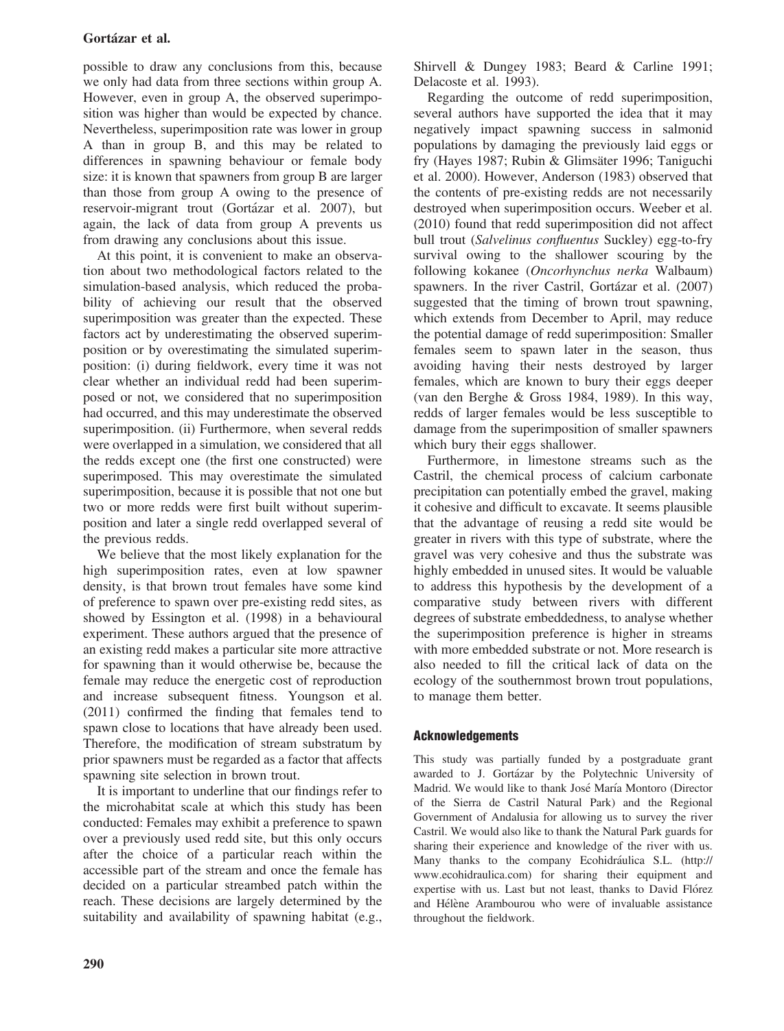possible to draw any conclusions from this, because we only had data from three sections within group A. However, even in group A, the observed superimposition was higher than would be expected by chance. Nevertheless, superimposition rate was lower in group A than in group B, and this may be related to differences in spawning behaviour or female body size: it is known that spawners from group B are larger than those from group A owing to the presence of reservoir-migrant trout (Gortázar et al. 2007), but again, the lack of data from group A prevents us from drawing any conclusions about this issue.

At this point, it is convenient to make an observation about two methodological factors related to the simulation-based analysis, which reduced the probability of achieving our result that the observed superimposition was greater than the expected. These factors act by underestimating the observed superimposition or by overestimating the simulated superimposition: (i) during fieldwork, every time it was not clear whether an individual redd had been superimposed or not, we considered that no superimposition had occurred, and this may underestimate the observed superimposition. (ii) Furthermore, when several redds were overlapped in a simulation, we considered that all the redds except one (the first one constructed) were superimposed. This may overestimate the simulated superimposition, because it is possible that not one but two or more redds were first built without superimposition and later a single redd overlapped several of the previous redds.

We believe that the most likely explanation for the high superimposition rates, even at low spawner density, is that brown trout females have some kind of preference to spawn over pre-existing redd sites, as showed by Essington et al. (1998) in a behavioural experiment. These authors argued that the presence of an existing redd makes a particular site more attractive for spawning than it would otherwise be, because the female may reduce the energetic cost of reproduction and increase subsequent fitness. Youngson et al. (2011) confirmed the finding that females tend to spawn close to locations that have already been used. Therefore, the modification of stream substratum by prior spawners must be regarded as a factor that affects spawning site selection in brown trout.

It is important to underline that our findings refer to the microhabitat scale at which this study has been conducted: Females may exhibit a preference to spawn over a previously used redd site, but this only occurs after the choice of a particular reach within the accessible part of the stream and once the female has decided on a particular streambed patch within the reach. These decisions are largely determined by the suitability and availability of spawning habitat (e.g., Shirvell & Dungey 1983; Beard & Carline 1991; Delacoste et al. 1993).

Regarding the outcome of redd superimposition, several authors have supported the idea that it may negatively impact spawning success in salmonid populations by damaging the previously laid eggs or fry (Hayes 1987; Rubin & Glimsäter 1996; Taniguchi et al. 2000). However, Anderson (1983) observed that the contents of pre-existing redds are not necessarily destroyed when superimposition occurs. Weeber et al. (2010) found that redd superimposition did not affect bull trout (*Salvelinus confluentus* Suckley) egg-to-fry survival owing to the shallower scouring by the following kokanee (*Oncorhynchus nerka* Walbaum) spawners. In the river Castril, Gortázar et al. (2007) suggested that the timing of brown trout spawning, which extends from December to April, may reduce the potential damage of redd superimposition: Smaller females seem to spawn later in the season, thus avoiding having their nests destroyed by larger females, which are known to bury their eggs deeper (van den Berghe & Gross 1984, 1989). In this way, redds of larger females would be less susceptible to damage from the superimposition of smaller spawners which bury their eggs shallower.

Furthermore, in limestone streams such as the Castril, the chemical process of calcium carbonate precipitation can potentially embed the gravel, making it cohesive and difficult to excavate. It seems plausible that the advantage of reusing a redd site would be greater in rivers with this type of substrate, where the gravel was very cohesive and thus the substrate was highly embedded in unused sites. It would be valuable to address this hypothesis by the development of a comparative study between rivers with different degrees of substrate embeddedness, to analyse whether the superimposition preference is higher in streams with more embedded substrate or not. More research is also needed to fill the critical lack of data on the ecology of the southernmost brown trout populations, to manage them better.

## Acknowledgements

This study was partially funded by a postgraduate grant awarded to J. Gortázar by the Polytechnic University of Madrid. We would like to thank José María Montoro (Director of the Sierra de Castril Natural Park) and the Regional Government of Andalusia for allowing us to survey the river Castril. We would also like to thank the Natural Park guards for sharing their experience and knowledge of the river with us. Many thanks to the company Ecohidráulica S.L. (http://www.ecohidraulica.com) for sharing their equipment and expertise with us. Last but not least, thanks to David Flórez and Hélène Arambourou who were of invaluable assistance throughout the fieldwork.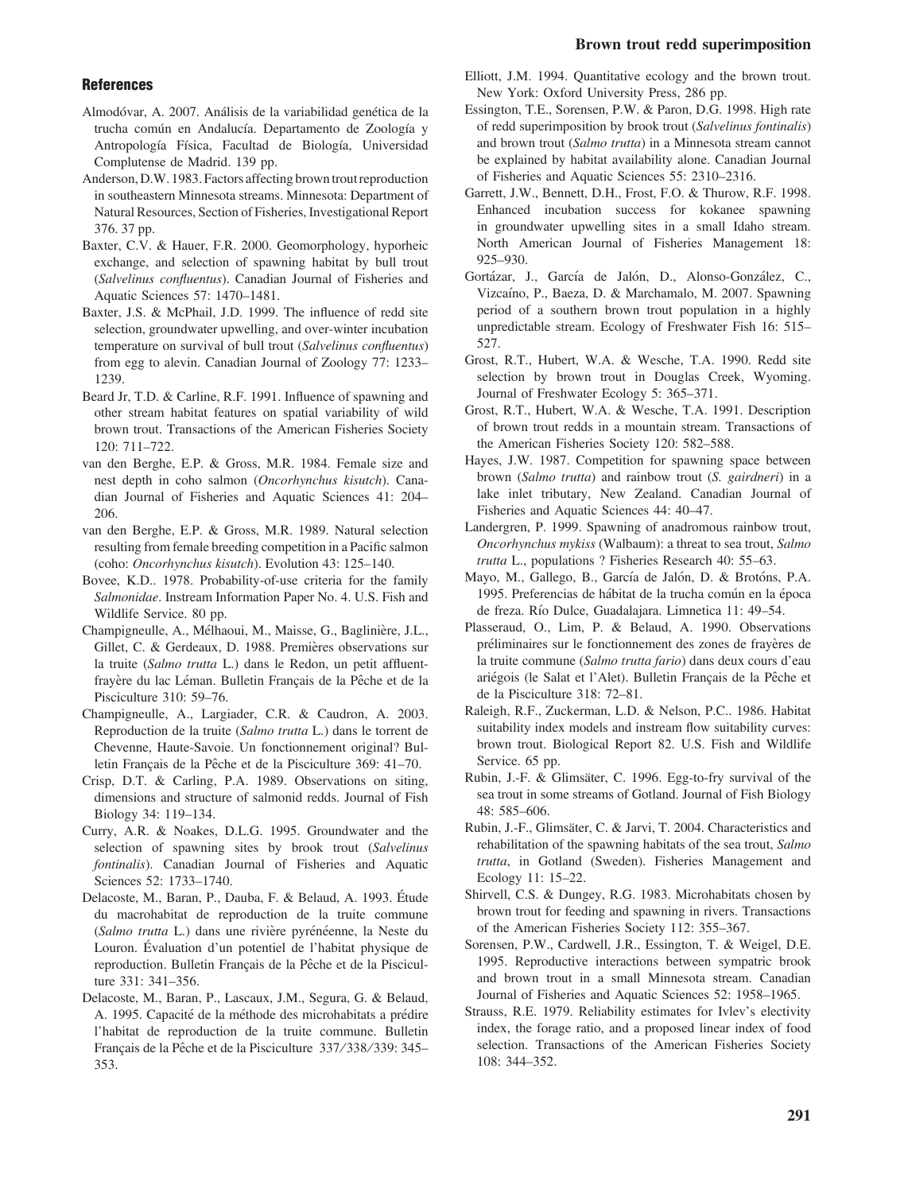## References

Almodóvar, A. 2007. Análisis de la variabilidad genética de la trucha común en Andalucía. Departamento de Zoología y Antropología Física, Facultad de Biología, Universidad Complutense de Madrid. 139 pp.

Anderson, D.W. 1983. Factors affecting brown trout reproduction in southeastern Minnesota streams. Minnesota: Department of Natural Resources, Section of Fisheries, Investigational Report 376. 37 pp.

Baxter, C.V. & Hauer, F.R. 2000. Geomorphology, hyporheic exchange, and selection of spawning habitat by bull trout (*Salvelinus confluentus*). Canadian Journal of Fisheries and Aquatic Sciences 57: 1470–1481.

Baxter, J.S. & McPhail, J.D. 1999. The influence of redd site selection, groundwater upwelling, and over-winter incubation temperature on survival of bull trout (*Salvelinus confluentus*) from egg to alevin. Canadian Journal of Zoology 77: 1233–1239.

Beard Jr, T.D. & Carline, R.F. 1991. Influence of spawning and other stream habitat features on spatial variability of wild brown trout. Transactions of the American Fisheries Society 120: 711–722.

van den Berghe, E.P. & Gross, M.R. 1984. Female size and nest depth in coho salmon (*Oncorhynchus kisutch*). Canadian Journal of Fisheries and Aquatic Sciences 41: 204–206.

van den Berghe, E.P. & Gross, M.R. 1989. Natural selection resulting from female breeding competition in a Pacific salmon (coho: *Oncorhynchus kisutch*). Evolution 43: 125–140.

Bovee, K.D.. 1978. Probability-of-use criteria for the family *Salmonidae*. Instream Information Paper No. 4. U.S. Fish and Wildlife Service. 80 pp.

Champigneulle, A., Mélhaoui, M., Maisse, G., Baglinière, J.L., Gillet, C. & Gerdeaux, D. 1988. Premières observations sur la truite (*Salmo trutta* L.) dans le Redon, un petit affluent-frayère du lac Léman. Bulletin Français de la Pêche et de la Pisciculture 310: 59–76.

Champigneulle, A., Largiader, C.R. & Caudron, A. 2003. Reproduction de la truite (*Salmo trutta* L.) dans le torrent de Chevenne, Haute-Savoie. Un fonctionnement original? Bulletin Français de la Pêche et de la Pisciculture 369: 41–70.

Crisp, D.T. & Carling, P.A. 1989. Observations on siting, dimensions and structure of salmonid redds. Journal of Fish Biology 34: 119–134.

Curry, A.R. & Noakes, D.L.G. 1995. Groundwater and the selection of spawning sites by brook trout (*Salvelinus fontinalis*). Canadian Journal of Fisheries and Aquatic Sciences 52: 1733–1740.

Delacoste, M., Baran, P., Dauba, F. & Belaud, A. 1993. Étude du macrohabitat de reproduction de la truite commune (*Salmo trutta* L.) dans une rivière pyrénéenne, la Neste du Louron. Évaluation d'un potentiel de l'habitat physique de reproduction. Bulletin Français de la Pêche et de la Pisciculture 331: 341–356.

Delacoste, M., Baran, P., Lascaux, J.M., Segura, G. & Belaud, A. 1995. Capacité de la méthode des microhabitats a prédire l'habitat de reproduction de la truite commune. Bulletin Français de la Pêche et de la Pisciculture 337/338/339: 345–353.

Elliott, J.M. 1994. Quantitative ecology and the brown trout. New York: Oxford University Press, 286 pp.

Essington, T.E., Sorensen, P.W. & Paron, D.G. 1998. High rate of redd superimposition by brook trout (*Salvelinus fontinalis*) and brown trout (*Salmo trutta*) in a Minnesota stream cannot be explained by habitat availability alone. Canadian Journal of Fisheries and Aquatic Sciences 55: 2310–2316.

Garrett, J.W., Bennett, D.H., Frost, F.O. & Thurow, R.F. 1998. Enhanced incubation success for kokanee spawning in groundwater upwelling sites in a small Idaho stream. North American Journal of Fisheries Management 18: 925–930.

Gortázar, J., García de Jalón, D., Alonso-González, C., Vizcaíno, P., Baeza, D. & Marchamalo, M. 2007. Spawning period of a southern brown trout population in a highly unpredictable stream. Ecology of Freshwater Fish 16: 515–527.

Grost, R.T., Hubert, W.A. & Wesche, T.A. 1990. Redd site selection by brown trout in Douglas Creek, Wyoming. Journal of Freshwater Ecology 5: 365–371.

Grost, R.T., Hubert, W.A. & Wesche, T.A. 1991. Description of brown trout redds in a mountain stream. Transactions of the American Fisheries Society 120: 582–588.

Hayes, J.W. 1987. Competition for spawning space between brown (*Salmo trutta*) and rainbow trout (*S. gairdneri*) in a lake inlet tributary, New Zealand. Canadian Journal of Fisheries and Aquatic Sciences 44: 40–47.

Landergren, P. 1999. Spawning of anadromous rainbow trout, *Oncorhynchus mykiss* (Walbaum): a threat to sea trout, *Salmo trutta* L., populations ? Fisheries Research 40: 55–63.

Mayo, M., Gallego, B., García de Jalón, D. & Brotóns, P.A. 1995. Preferencias de hábitat de la trucha común en la época de freza. Río Dulce, Guadalajara. Limnetica 11: 49–54.

Plasseraud, O., Lim, P. & Belaud, A. 1990. Observations préliminaires sur le fonctionnement des zones de frayères de la truite commune (*Salmo trutta fario*) dans deux cours d'eau ariégois (le Salat et l'Alet). Bulletin Français de la Pêche et de la Pisciculture 318: 72–81.

Raleigh, R.F., Zuckerman, L.D. & Nelson, P.C.. 1986. Habitat suitability index models and instream flow suitability curves: brown trout. Biological Report 82. U.S. Fish and Wildlife Service. 65 pp.

Rubin, J.-F. & Glimsäter, C. 1996. Egg-to-fry survival of the sea trout in some streams of Gotland. Journal of Fish Biology 48: 585–606.

Rubin, J.-F., Glimsäter, C. & Jarvi, T. 2004. Characteristics and rehabilitation of the spawning habitats of the sea trout, *Salmo trutta*, in Gotland (Sweden). Fisheries Management and Ecology 11: 15–22.

Shirvell, C.S. & Dungey, R.G. 1983. Microhabitats chosen by brown trout for feeding and spawning in rivers. Transactions of the American Fisheries Society 112: 355–367.

Sorensen, P.W., Cardwell, J.R., Essington, T. & Weigel, D.E. 1995. Reproductive interactions between sympatric brook and brown trout in a small Minnesota stream. Canadian Journal of Fisheries and Aquatic Sciences 52: 1958–1965.

Strauss, R.E. 1979. Reliability estimates for Ivlev's electivity index, the forage ratio, and a proposed linear index of food selection. Transactions of the American Fisheries Society 108: 344–352.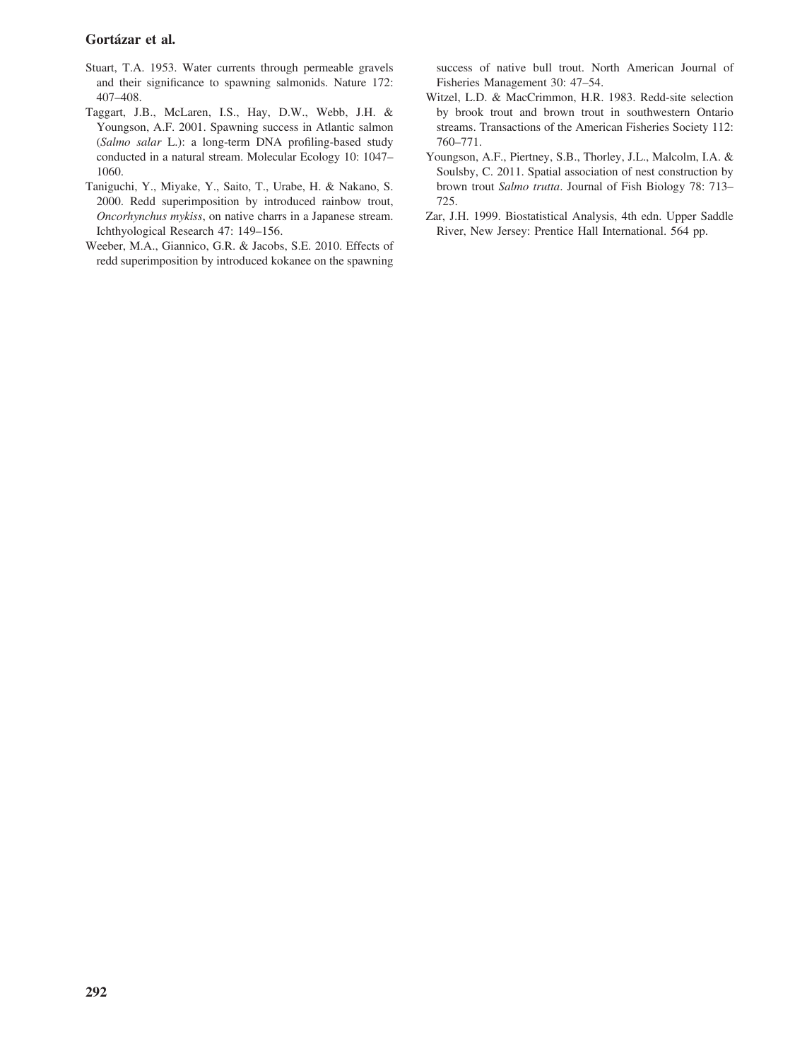Stuart, T.A. 1953. Water currents through permeable gravels and their significance to spawning salmonids. Nature 172: 407–408.

Taggart, J.B., McLaren, I.S., Hay, D.W., Webb, J.H. & Youngson, A.F. 2001. Spawning success in Atlantic salmon (*Salmo salar* L.): a long-term DNA profiling-based study conducted in a natural stream. Molecular Ecology 10: 1047–1060.

Taniguchi, Y., Miyake, Y., Saito, T., Urabe, H. & Nakano, S. 2000. Redd superimposition by introduced rainbow trout, *Oncorhynchus mykiss*, on native charrs in a Japanese stream. Ichthyological Research 47: 149–156.

Weeber, M.A., Giannico, G.R. & Jacobs, S.E. 2010. Effects of redd superimposition by introduced kokanee on the spawning success of native bull trout. North American Journal of Fisheries Management 30: 47–54.

Witzel, L.D. & MacCrimmon, H.R. 1983. Redd-site selection by brook trout and brown trout in southwestern Ontario streams. Transactions of the American Fisheries Society 112: 760–771.

Youngson, A.F., Piertney, S.B., Thorley, J.L., Malcolm, I.A. & Soulsby, C. 2011. Spatial association of nest construction by brown trout *Salmo trutta*. Journal of Fish Biology 78: 713–725.

Zar, J.H. 1999. Biostatistical Analysis, 4th edn. Upper Saddle River, New Jersey: Prentice Hall International. 564 pp.